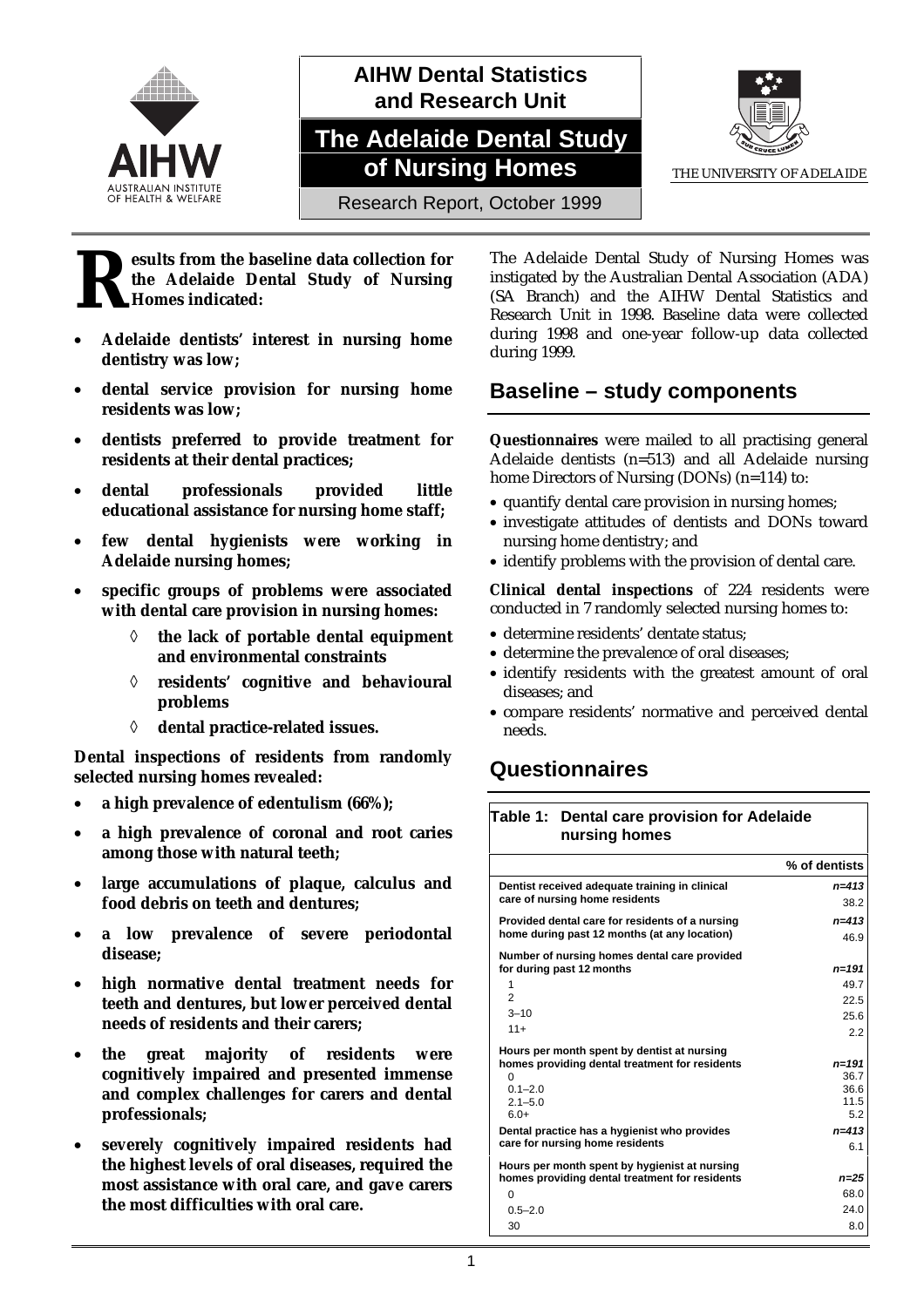AIHW Dental Statistics and Research Unit

# The Adelaide Dental Study of Nursing Homes

Research Report, October 1999

THE UNIVERSITY OF ADELAIDE

**Results from the baseline data collection for the Adelaide Dental Study of Nursing Homes indicated:**

- **Adelaide dentists' interest in nursing home dentistry was low;**
- **dental service provision for nursing home residents was low;**
- **dentists preferred to provide treatment for residents at their dental practices;**
- **dental professionals provided little educational assistance for nursing home staff;**
- **few dental hygienists were working in Adelaide nursing homes;**
- **specific groups of problems were associated with dental care provision in nursing homes:**
  - ◊ **the lack of portable dental equipment and environmental constraints**
  - ◊ **residents' cognitive and behavioural problems**
  - ◊ **dental practice-related issues.**

**Dental inspections of residents from randomly selected nursing homes revealed:**

- **a high prevalence of edentulism (66%);**
- **a high prevalence of coronal and root caries among those with natural teeth;**
- **large accumulations of plaque, calculus and food debris on teeth and dentures;**
- **a low prevalence of severe periodontal disease;**
- **high normative dental treatment needs for teeth and dentures, but lower perceived dental needs of residents and their carers;**
- **the great majority of residents were cognitively impaired and presented immense and complex challenges for carers and dental professionals;**
- **severely cognitively impaired residents had the highest levels of oral diseases, required the most assistance with oral care, and gave carers the most difficulties with oral care.**

The Adelaide Dental Study of Nursing Homes was instigated by the Australian Dental Association (ADA) (SA Branch) and the AIHW Dental Statistics and Research Unit in 1998. Baseline data were collected during 1998 and one-year follow-up data collected during 1999.

## Baseline – study components

**Questionnaires** were mailed to all practising general Adelaide dentists (n=513) and all Adelaide nursing home Directors of Nursing (DONs) (n=114) to:

- quantify dental care provision in nursing homes;
- investigate attitudes of dentists and DONs toward nursing home dentistry; and
- identify problems with the provision of dental care.

**Clinical dental inspections** of 224 residents were conducted in 7 randomly selected nursing homes to:

- determine residents' dentate status;
- determine the prevalence of oral diseases;
- identify residents with the greatest amount of oral diseases; and
- compare residents' normative and perceived dental needs.

## Questionnaires

**Table 1: Dental care provision for Adelaide nursing homes**

| | % of dentists |
|---|---|
| **Dentist received adequate training in clinical care of nursing home residents** | *n=413* |
| | 38.2 |
| **Provided dental care for residents of a nursing home during past 12 months (at any location)** | *n=413* |
| | 46.9 |
| **Number of nursing homes dental care provided for during past 12 months** | *n=191* |
| 1 | 49.7 |
| 2 | 22.5 |
| 3–10 | 25.6 |
| 11+ | 2.2 |
| **Hours per month spent by dentist at nursing homes providing dental treatment for residents** | *n=191* |
| 0 | 36.7 |
| 0.1–2.0 | 36.6 |
| 2.1–5.0 | 11.5 |
| 6.0+ | 5.2 |
| **Dental practice has a hygienist who provides care for nursing home residents** | *n=413* |
| | 6.1 |
| **Hours per month spent by hygienist at nursing homes providing dental treatment for residents** | *n=25* |
| 0 | 68.0 |
| 0.5–2.0 | 24.0 |
| 30 | 8.0 |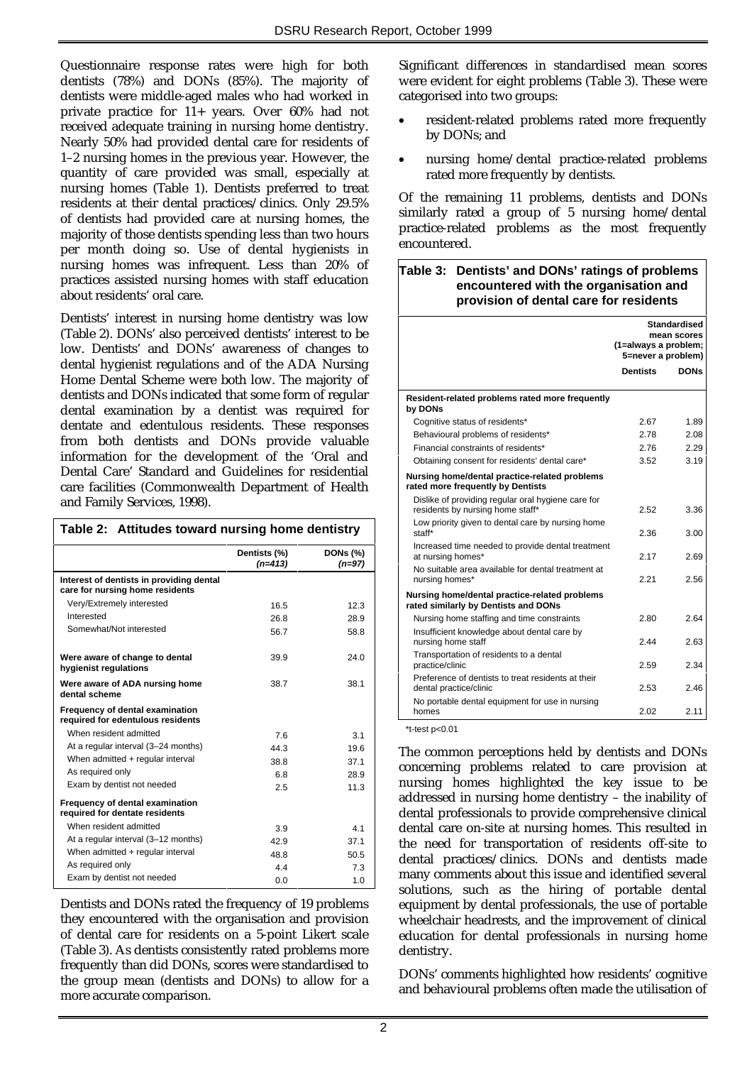Questionnaire response rates were high for both dentists (78%) and DONs (85%). The majority of dentists were middle-aged males who had worked in private practice for 11+ years. Over 60% had not received adequate training in nursing home dentistry. Nearly 50% had provided dental care for residents of 1–2 nursing homes in the previous year. However, the quantity of care provided was small, especially at nursing homes (Table 1). Dentists preferred to treat residents at their dental practices/clinics. Only 29.5% of dentists had provided care at nursing homes, the majority of those dentists spending less than two hours per month doing so. Use of dental hygienists in nursing homes was infrequent. Less than 20% of practices assisted nursing homes with staff education about residents' oral care.

Dentists' interest in nursing home dentistry was low (Table 2). DONs' also perceived dentists' interest to be low. Dentists' and DONs' awareness of changes to dental hygienist regulations and of the ADA Nursing Home Dental Scheme were both low. The majority of dentists and DONs indicated that some form of regular dental examination by a dentist was required for dentate and edentulous residents. These responses from both dentists and DONs provide valuable information for the development of the 'Oral and Dental Care' Standard and Guidelines for residential care facilities (Commonwealth Department of Health and Family Services, 1998).

**Table 2: Attitudes toward nursing home dentistry**

| | Dentists (%) *(n=413)* | DONs (%) *(n=97)* |
|---|---|---|
| **Interest of dentists in providing dental care for nursing home residents** | | |
| Very/Extremely interested | 16.5 | 12.3 |
| Interested | 26.8 | 28.9 |
| Somewhat/Not interested | 56.7 | 58.8 |
| **Were aware of change to dental hygienist regulations** | 39.9 | 24.0 |
| **Were aware of ADA nursing home dental scheme** | 38.7 | 38.1 |
| **Frequency of dental examination required for edentulous residents** | | |
| When resident admitted | 7.6 | 3.1 |
| At a regular interval (3–24 months) | 44.3 | 19.6 |
| When admitted + regular interval | 38.8 | 37.1 |
| As required only | 6.8 | 28.9 |
| Exam by dentist not needed | 2.5 | 11.3 |
| **Frequency of dental examination required for dentate residents** | | |
| When resident admitted | 3.9 | 4.1 |
| At a regular interval (3–12 months) | 42.9 | 37.1 |
| When admitted + regular interval | 48.8 | 50.5 |
| As required only | 4.4 | 7.3 |
| Exam by dentist not needed | 0.0 | 1.0 |

Dentists and DONs rated the frequency of 19 problems they encountered with the organisation and provision of dental care for residents on a 5-point Likert scale (Table 3). As dentists consistently rated problems more frequently than did DONs, scores were standardised to the group mean (dentists and DONs) to allow for a more accurate comparison.

Significant differences in standardised mean scores were evident for eight problems (Table 3). These were categorised into two groups:

- resident-related problems rated more frequently by DONs; and
- nursing home/dental practice-related problems rated more frequently by dentists.

Of the remaining 11 problems, dentists and DONs similarly rated a group of 5 nursing home/dental practice-related problems as the most frequently encountered.

**Table 3: Dentists' and DONs' ratings of problems encountered with the organisation and provision of dental care for residents**

| | Standardised mean scores (1=always a problem; 5=never a problem) | |
|---|---|---|
| | **Dentists** | **DONs** |
| **Resident-related problems rated more frequently by DONs** | | |
| Cognitive status of residents* | 2.67 | 1.89 |
| Behavioural problems of residents* | 2.78 | 2.08 |
| Financial constraints of residents* | 2.76 | 2.29 |
| Obtaining consent for residents' dental care* | 3.52 | 3.19 |
| **Nursing home/dental practice-related problems rated more frequently by Dentists** | | |
| Dislike of providing regular oral hygiene care for residents by nursing home staff* | 2.52 | 3.36 |
| Low priority given to dental care by nursing home staff* | 2.36 | 3.00 |
| Increased time needed to provide dental treatment at nursing homes* | 2.17 | 2.69 |
| No suitable area available for dental treatment at nursing homes* | 2.21 | 2.56 |
| **Nursing home/dental practice-related problems rated similarly by Dentists and DONs** | | |
| Nursing home staffing and time constraints | 2.80 | 2.64 |
| Insufficient knowledge about dental care by nursing home staff | 2.44 | 2.63 |
| Transportation of residents to a dental practice/clinic | 2.59 | 2.34 |
| Preference of dentists to treat residents at their dental practice/clinic | 2.53 | 2.46 |
| No portable dental equipment for use in nursing homes | 2.02 | 2.11 |

*t-test $p<0.01$

The common perceptions held by dentists and DONs concerning problems related to care provision at nursing homes highlighted the key issue to be addressed in nursing home dentistry – the inability of dental professionals to provide comprehensive clinical dental care on-site at nursing homes. This resulted in the need for transportation of residents off-site to dental practices/clinics. DONs and dentists made many comments about this issue and identified several solutions, such as the hiring of portable dental equipment by dental professionals, the use of portable wheelchair headrests, and the improvement of clinical education for dental professionals in nursing home dentistry.

DONs' comments highlighted how residents' cognitive and behavioural problems often made the utilisation of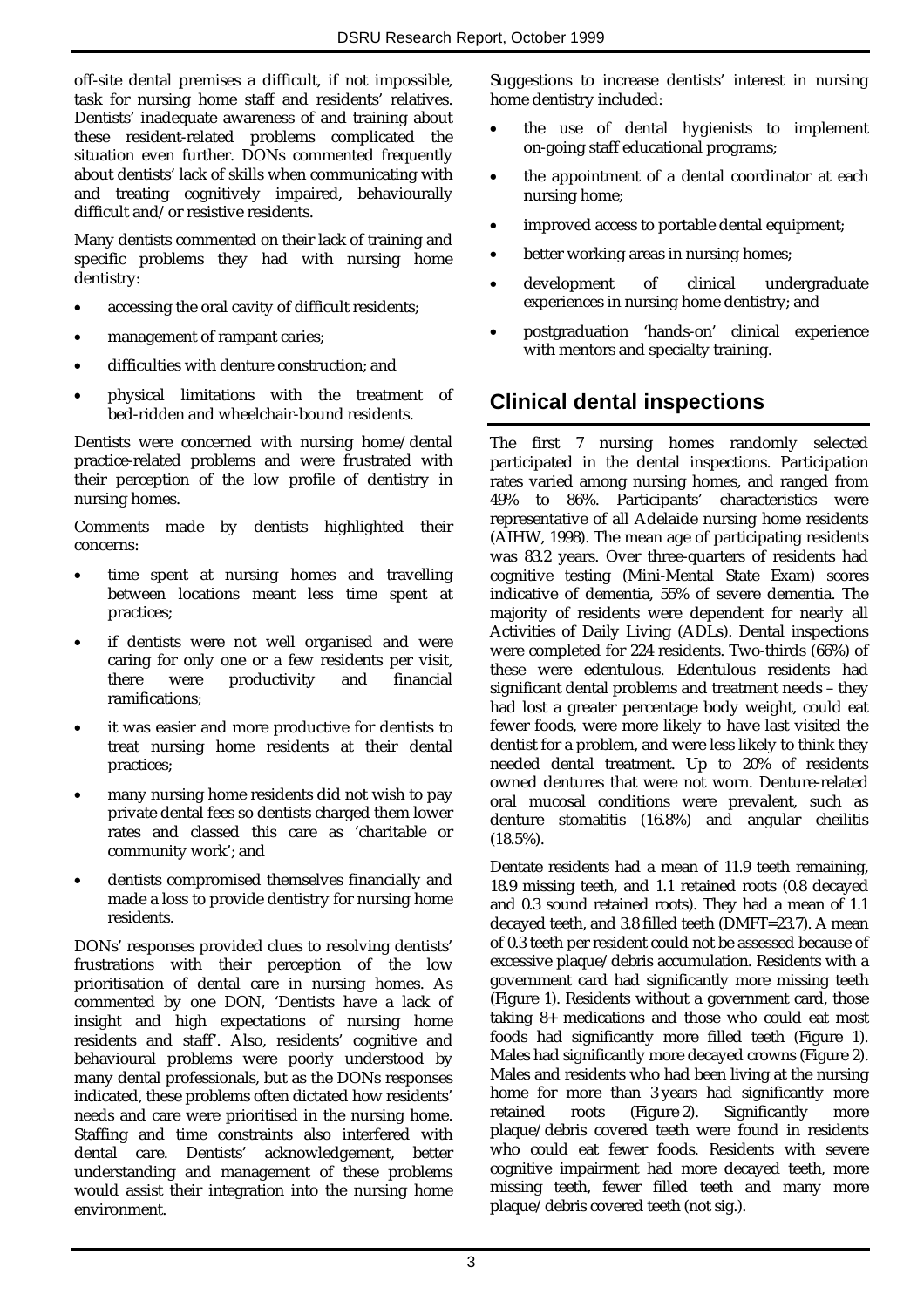off-site dental premises a difficult, if not impossible, task for nursing home staff and residents' relatives. Dentists' inadequate awareness of and training about these resident-related problems complicated the situation even further. DONs commented frequently about dentists' lack of skills when communicating with and treating cognitively impaired, behaviourally difficult and/or resistive residents.

Many dentists commented on their lack of training and specific problems they had with nursing home dentistry:

- accessing the oral cavity of difficult residents;
- management of rampant caries;
- difficulties with denture construction; and
- physical limitations with the treatment of bed-ridden and wheelchair-bound residents.

Dentists were concerned with nursing home/dental practice-related problems and were frustrated with their perception of the low profile of dentistry in nursing homes.

Comments made by dentists highlighted their concerns:

- time spent at nursing homes and travelling between locations meant less time spent at practices;
- if dentists were not well organised and were caring for only one or a few residents per visit, there were productivity and financial ramifications;
- it was easier and more productive for dentists to treat nursing home residents at their dental practices;
- many nursing home residents did not wish to pay private dental fees so dentists charged them lower rates and classed this care as 'charitable or community work'; and
- dentists compromised themselves financially and made a loss to provide dentistry for nursing home residents.

DONs' responses provided clues to resolving dentists' frustrations with their perception of the low prioritisation of dental care in nursing homes. As commented by one DON, 'Dentists have a lack of insight and high expectations of nursing home residents and staff'. Also, residents' cognitive and behavioural problems were poorly understood by many dental professionals, but as the DONs responses indicated, these problems often dictated how residents' needs and care were prioritised in the nursing home. Staffing and time constraints also interfered with dental care. Dentists' acknowledgement, better understanding and management of these problems would assist their integration into the nursing home environment.

Suggestions to increase dentists' interest in nursing home dentistry included:

- the use of dental hygienists to implement on-going staff educational programs;
- the appointment of a dental coordinator at each nursing home;
- improved access to portable dental equipment;
- better working areas in nursing homes;
- development of clinical undergraduate experiences in nursing home dentistry; and
- postgraduation 'hands-on' clinical experience with mentors and specialty training.

## Clinical dental inspections

The first 7 nursing homes randomly selected participated in the dental inspections. Participation rates varied among nursing homes, and ranged from 49% to 86%. Participants' characteristics were representative of all Adelaide nursing home residents (AIHW, 1998). The mean age of participating residents was 83.2 years. Over three-quarters of residents had cognitive testing (Mini-Mental State Exam) scores indicative of dementia, 55% of severe dementia. The majority of residents were dependent for nearly all Activities of Daily Living (ADLs). Dental inspections were completed for 224 residents. Two-thirds (66%) of these were edentulous. Edentulous residents had significant dental problems and treatment needs – they had lost a greater percentage body weight, could eat fewer foods, were more likely to have last visited the dentist for a problem, and were less likely to think they needed dental treatment. Up to 20% of residents owned dentures that were not worn. Denture-related oral mucosal conditions were prevalent, such as denture stomatitis (16.8%) and angular cheilitis (18.5%).

Dentate residents had a mean of 11.9 teeth remaining, 18.9 missing teeth, and 1.1 retained roots (0.8 decayed and 0.3 sound retained roots). They had a mean of 1.1 decayed teeth, and 3.8 filled teeth (DMFT=23.7). A mean of 0.3 teeth per resident could not be assessed because of excessive plaque/debris accumulation. Residents with a government card had significantly more missing teeth (Figure 1). Residents without a government card, those taking 8+ medications and those who could eat most foods had significantly more filled teeth (Figure 1). Males had significantly more decayed crowns (Figure 2). Males and residents who had been living at the nursing home for more than 3 years had significantly more retained roots (Figure 2). Significantly more plaque/debris covered teeth were found in residents who could eat fewer foods. Residents with severe cognitive impairment had more decayed teeth, more missing teeth, fewer filled teeth and many more plaque/debris covered teeth (not sig.).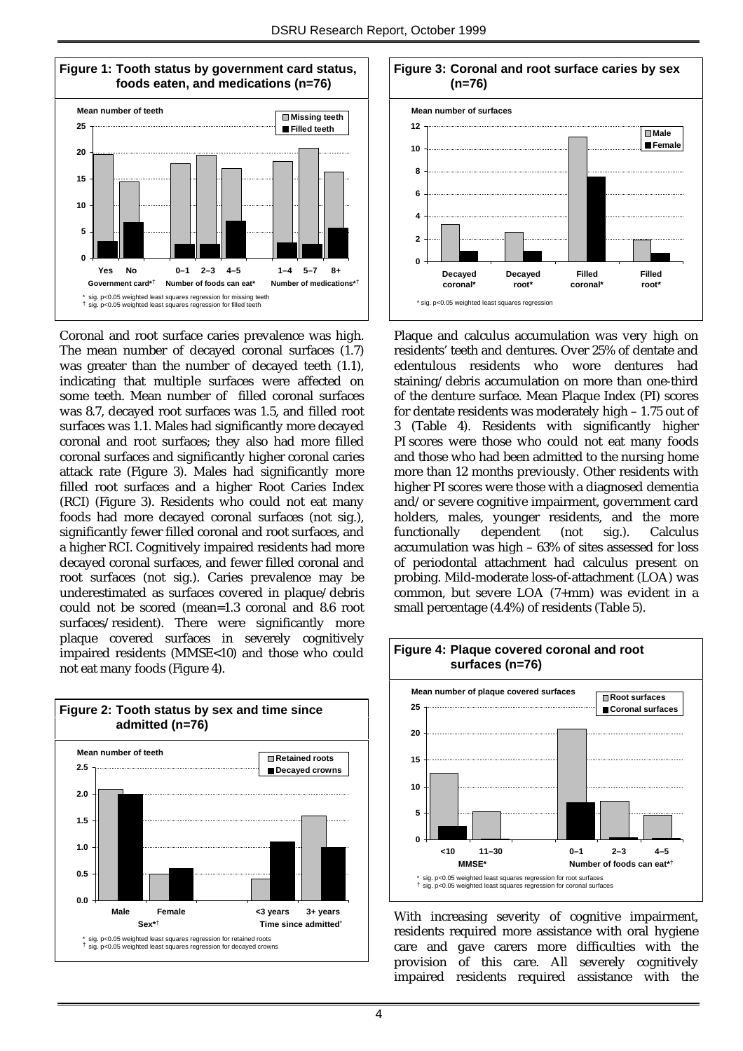**Figure 1: Tooth status by government card status, foods eaten, and medications (n=76)**

Mean number of teeth

| | Missing teeth | Filled teeth |
|---|---|---|
| Government card*† Yes | ~19.5 | ~3.2 |
| Government card*† No | ~14.5 | ~6.8 |
| Number of foods can eat* 0–1 | ~18 | ~2.7 |
| Number of foods can eat* 2–3 | ~19.5 | ~2.7 |
| Number of foods can eat* 4–5 | ~17 | ~7 |
| Number of medications*† 1–4 | ~18.3 | ~3 |
| Number of medications*† 5–7 | ~20.8 | ~2.7 |
| Number of medications*† 8+ | ~16.3 | ~5.8 |

\* sig. p<0.05 weighted least squares regression for missing teeth
† sig. p<0.05 weighted least squares regression for filled teeth

Coronal and root surface caries prevalence was high. The mean number of decayed coronal surfaces (1.7) was greater than the number of decayed teeth (1.1), indicating that multiple surfaces were affected on some teeth. Mean number of filled coronal surfaces was 8.7, decayed root surfaces was 1.5, and filled root surfaces was 1.1. Males had significantly more decayed coronal and root surfaces; they also had more filled coronal surfaces and significantly higher coronal caries attack rate (Figure 3). Males had significantly more filled root surfaces and a higher Root Caries Index (RCI) (Figure 3). Residents who could not eat many foods had more decayed coronal surfaces (not sig.), significantly fewer filled coronal and root surfaces, and a higher RCI. Cognitively impaired residents had more decayed coronal surfaces, and fewer filled coronal and root surfaces (not sig.). Caries prevalence may be underestimated as surfaces covered in plaque/debris could not be scored (mean=1.3 coronal and 8.6 root surfaces/resident). There were significantly more plaque covered surfaces in severely cognitively impaired residents (MMSE<10) and those who could not eat many foods (Figure 4).

**Figure 2: Tooth status by sex and time since admitted (n=76)**

Mean number of teeth

| | Retained roots | Decayed crowns |
|---|---|---|
| Sex*† Male | ~2.1 | ~2.0 |
| Sex*† Female | ~0.5 | ~0.6 |
| Time since admitted* <3 years | ~0.4 | ~1.1 |
| Time since admitted* 3+ years | ~1.6 | ~1.0 |

\* sig. p<0.05 weighted least squares regression for retained roots
† sig. p<0.05 weighted least squares regression for decayed crowns

**Figure 3: Coronal and root surface caries by sex (n=76)**

Mean number of surfaces

| | Male | Female |
|---|---|---|
| Decayed coronal* | ~3.3 | ~0.9 |
| Decayed root* | ~2.6 | ~0.9 |
| Filled coronal* | ~11.1 | ~7.5 |
| Filled root* | ~1.9 | ~0.7 |

\* sig. p<0.05 weighted least squares regression

Plaque and calculus accumulation was very high on residents' teeth and dentures. Over 25% of dentate and edentulous residents who wore dentures had staining/debris accumulation on more than one-third of the denture surface. Mean Plaque Index (PI) scores for dentate residents was moderately high – 1.75 out of 3 (Table 4). Residents with significantly higher PI scores were those who could not eat many foods and those who had been admitted to the nursing home more than 12 months previously. Other residents with higher PI scores were those with a diagnosed dementia and/or severe cognitive impairment, government card holders, males, younger residents, and the more functionally dependent (not sig.). Calculus accumulation was high – 63% of sites assessed for loss of periodontal attachment had calculus present on probing. Mild-moderate loss-of-attachment (LOA) was common, but severe LOA (7+mm) was evident in a small percentage (4.4%) of residents (Table 5).

**Figure 4: Plaque covered coronal and root surfaces (n=76)**

Mean number of plaque covered surfaces

| | Root surfaces | Coronal surfaces |
|---|---|---|
| MMSE* <10 | ~12.5 | ~2.5 |
| MMSE* 11–30 | ~5.3 | ~0.1 |
| Number of foods can eat*† 0–1 | ~20.8 | ~7 |
| Number of foods can eat*† 2–3 | ~7.3 | ~0.4 |
| Number of foods can eat*† 4–5 | ~4.6 | ~0.3 |

\* sig. p<0.05 weighted least squares regression for root surfaces
† sig. p<0.05 weighted least squares regression for coronal surfaces

With increasing severity of cognitive impairment, residents required more assistance with oral hygiene care and gave carers more difficulties with the provision of this care. All severely cognitively impaired residents required assistance with the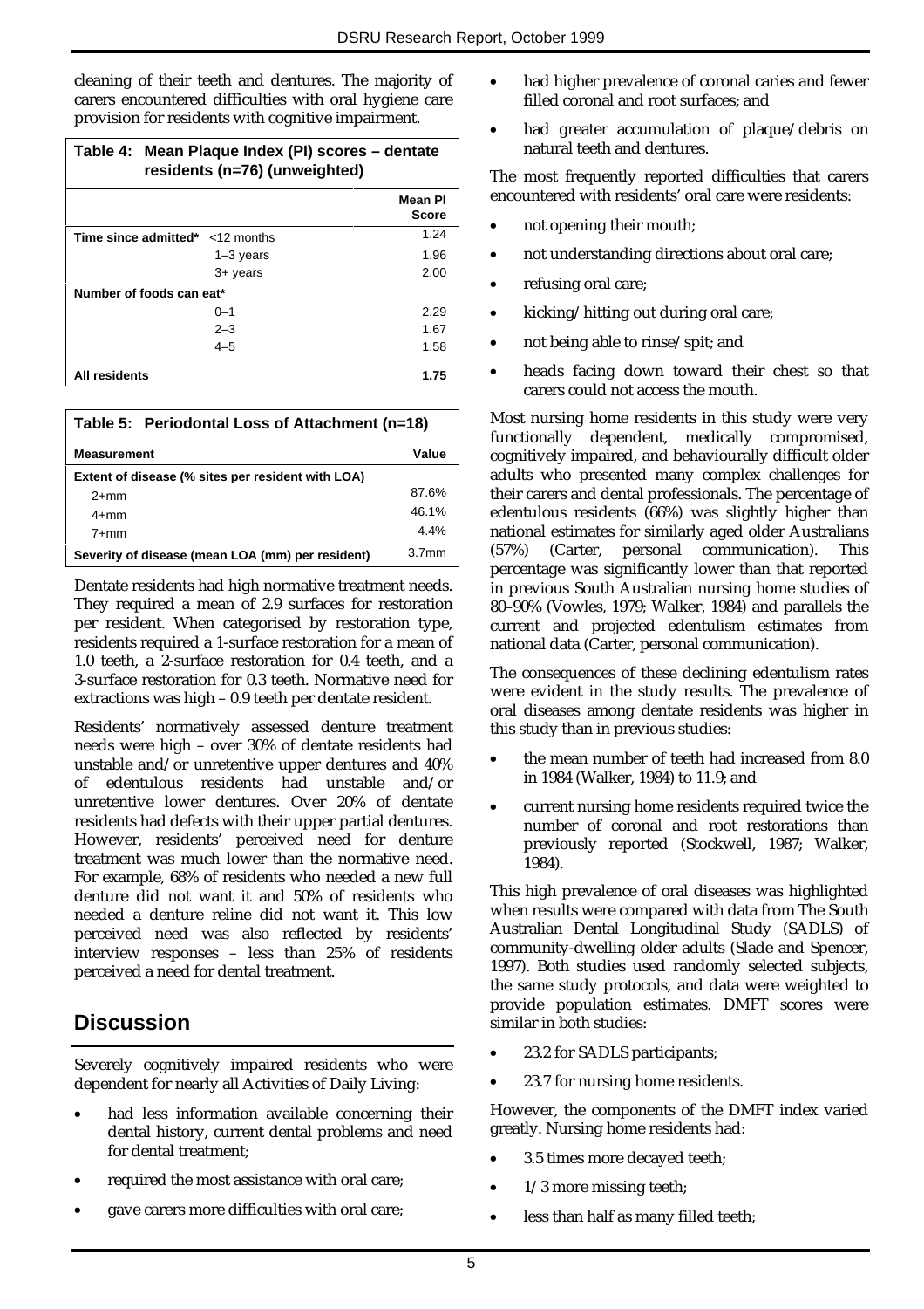cleaning of their teeth and dentures. The majority of carers encountered difficulties with oral hygiene care provision for residents with cognitive impairment.

**Table 4: Mean Plaque Index (PI) scores – dentate residents (n=76) (unweighted)**

| | | Mean PI Score |
|---|---|---|
| **Time since admitted*** | <12 months | 1.24 |
| | 1–3 years | 1.96 |
| | 3+ years | 2.00 |
| **Number of foods can eat*** | | |
| | 0–1 | 2.29 |
| | 2–3 | 1.67 |
| | 4–5 | 1.58 |
| **All residents** | | **1.75** |

**Table 5: Periodontal Loss of Attachment (n=18)**

| Measurement | Value |
|---|---|
| **Extent of disease (% sites per resident with LOA)** | |
| 2+mm | 87.6% |
| 4+mm | 46.1% |
| 7+mm | 4.4% |
| **Severity of disease (mean LOA (mm) per resident)** | 3.7mm |

Dentate residents had high normative treatment needs. They required a mean of 2.9 surfaces for restoration per resident. When categorised by restoration type, residents required a 1-surface restoration for a mean of 1.0 teeth, a 2-surface restoration for 0.4 teeth, and a 3-surface restoration for 0.3 teeth. Normative need for extractions was high – 0.9 teeth per dentate resident.

Residents' normatively assessed denture treatment needs were high – over 30% of dentate residents had unstable and/or unretentive upper dentures and 40% of edentulous residents had unstable and/or unretentive lower dentures. Over 20% of dentate residents had defects with their upper partial dentures. However, residents' perceived need for denture treatment was much lower than the normative need. For example, 68% of residents who needed a new full denture did not want it and 50% of residents who needed a denture reline did not want it. This low perceived need was also reflected by residents' interview responses – less than 25% of residents perceived a need for dental treatment.

## Discussion

Severely cognitively impaired residents who were dependent for nearly all Activities of Daily Living:

- had less information available concerning their dental history, current dental problems and need for dental treatment;
- required the most assistance with oral care;
- gave carers more difficulties with oral care;
- had higher prevalence of coronal caries and fewer filled coronal and root surfaces; and
- had greater accumulation of plaque/debris on natural teeth and dentures.

The most frequently reported difficulties that carers encountered with residents' oral care were residents:

- not opening their mouth;
- not understanding directions about oral care;
- refusing oral care;
- kicking/hitting out during oral care;
- not being able to rinse/spit; and
- heads facing down toward their chest so that carers could not access the mouth.

Most nursing home residents in this study were very functionally dependent, medically compromised, cognitively impaired, and behaviourally difficult older adults who presented many complex challenges for their carers and dental professionals. The percentage of edentulous residents (66%) was slightly higher than national estimates for similarly aged older Australians (57%) (Carter, personal communication). This percentage was significantly lower than that reported in previous South Australian nursing home studies of 80–90% (Vowles, 1979; Walker, 1984) and parallels the current and projected edentulism estimates from national data (Carter, personal communication).

The consequences of these declining edentulism rates were evident in the study results. The prevalence of oral diseases among dentate residents was higher in this study than in previous studies:

- the mean number of teeth had increased from 8.0 in 1984 (Walker, 1984) to 11.9; and
- current nursing home residents required twice the number of coronal and root restorations than previously reported (Stockwell, 1987; Walker, 1984).

This high prevalence of oral diseases was highlighted when results were compared with data from The South Australian Dental Longitudinal Study (SADLS) of community-dwelling older adults (Slade and Spencer, 1997). Both studies used randomly selected subjects, the same study protocols, and data were weighted to provide population estimates. DMFT scores were similar in both studies:

- 23.2 for SADLS participants;
- 23.7 for nursing home residents.

However, the components of the DMFT index varied greatly. Nursing home residents had:

- 3.5 times more decayed teeth;
- 1/3 more missing teeth;
- less than half as many filled teeth;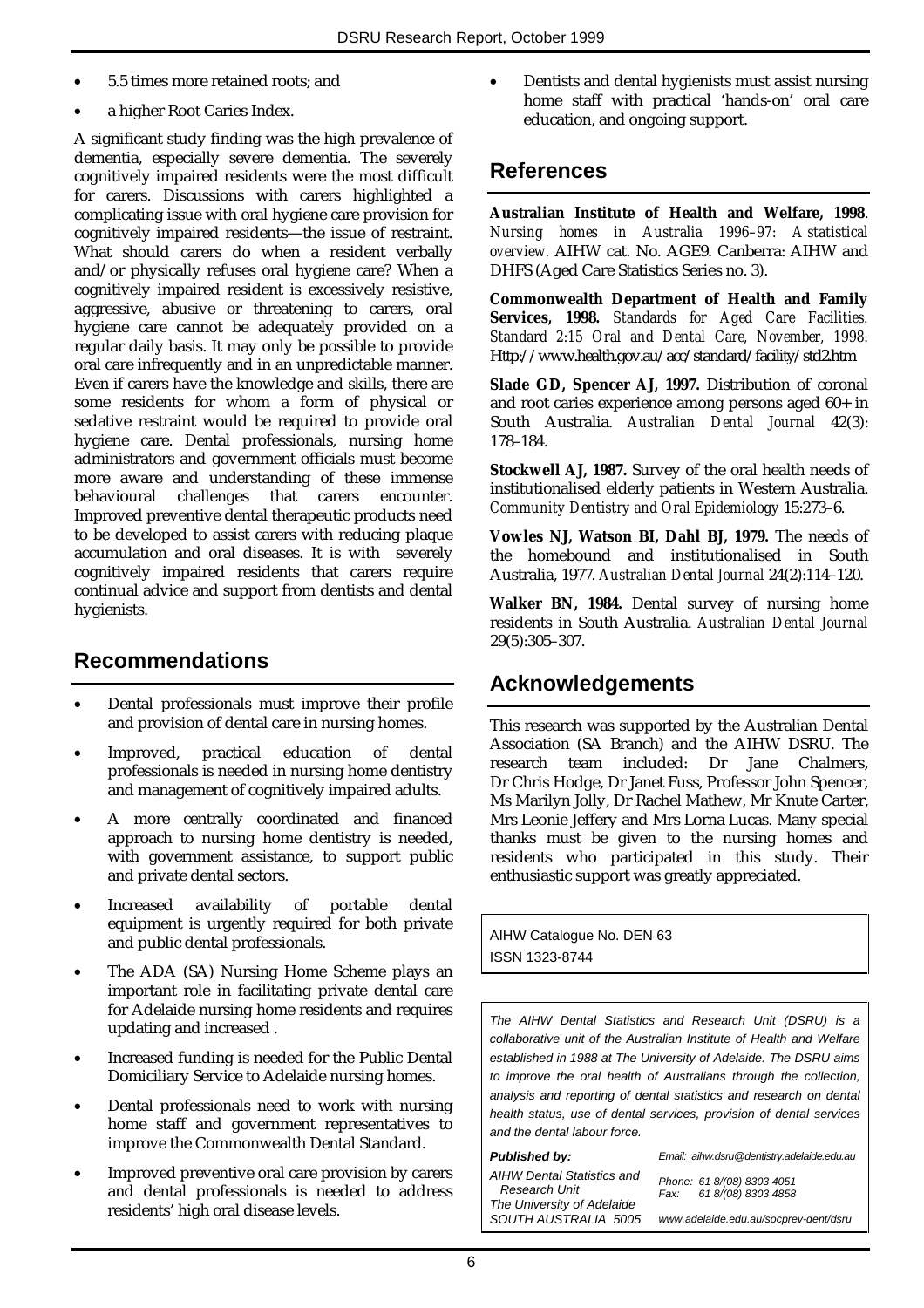- 5.5 times more retained roots; and
- a higher Root Caries Index.

A significant study finding was the high prevalence of dementia, especially severe dementia. The severely cognitively impaired residents were the most difficult for carers. Discussions with carers highlighted a complicating issue with oral hygiene care provision for cognitively impaired residents—the issue of restraint. What should carers do when a resident verbally and/or physically refuses oral hygiene care? When a cognitively impaired resident is excessively resistive, aggressive, abusive or threatening to carers, oral hygiene care cannot be adequately provided on a regular daily basis. It may only be possible to provide oral care infrequently and in an unpredictable manner. Even if carers have the knowledge and skills, there are some residents for whom a form of physical or sedative restraint would be required to provide oral hygiene care. Dental professionals, nursing home administrators and government officials must become more aware and understanding of these immense behavioural challenges that carers encounter. Improved preventive dental therapeutic products need to be developed to assist carers with reducing plaque accumulation and oral diseases. It is with severely cognitively impaired residents that carers require continual advice and support from dentists and dental hygienists.

## Recommendations

- Dental professionals must improve their profile and provision of dental care in nursing homes.
- Improved, practical education of dental professionals is needed in nursing home dentistry and management of cognitively impaired adults.
- A more centrally coordinated and financed approach to nursing home dentistry is needed, with government assistance, to support public and private dental sectors.
- Increased availability of portable dental equipment is urgently required for both private and public dental professionals.
- The ADA (SA) Nursing Home Scheme plays an important role in facilitating private dental care for Adelaide nursing home residents and requires updating and increased .
- Increased funding is needed for the Public Dental Domiciliary Service to Adelaide nursing homes.
- Dental professionals need to work with nursing home staff and government representatives to improve the Commonwealth Dental Standard.
- Improved preventive oral care provision by carers and dental professionals is needed to address residents' high oral disease levels.
- Dentists and dental hygienists must assist nursing home staff with practical 'hands-on' oral care education, and ongoing support.

## References

**Australian Institute of Health and Welfare, 1998**. *Nursing homes in Australia 1996–97: A statistical overview*. AIHW cat. No. AGE9. Canberra: AIHW and DHFS (Aged Care Statistics Series no. 3).

**Commonwealth Department of Health and Family Services, 1998.** *Standards for Aged Care Facilities. Standard 2:15 Oral and Dental Care, November, 1998.* Http://www.health.gov.au/acc/standard/facility/std2.htm

**Slade GD, Spencer AJ, 1997.** Distribution of coronal and root caries experience among persons aged 60+ in South Australia. *Australian Dental Journal* 42(3): 178–184.

**Stockwell AJ, 1987.** Survey of the oral health needs of institutionalised elderly patients in Western Australia. *Community Dentistry and Oral Epidemiology* 15:273–6.

**Vowles NJ, Watson BI, Dahl BJ, 1979.** The needs of the homebound and institutionalised in South Australia, 1977. *Australian Dental Journal* 24(2):114–120.

**Walker BN, 1984.** Dental survey of nursing home residents in South Australia. *Australian Dental Journal* 29(5):305–307.

## Acknowledgements

This research was supported by the Australian Dental Association (SA Branch) and the AIHW DSRU. The research team included: Dr Jane Chalmers, Dr Chris Hodge, Dr Janet Fuss, Professor John Spencer, Ms Marilyn Jolly, Dr Rachel Mathew, Mr Knute Carter, Mrs Leonie Jeffery and Mrs Lorna Lucas. Many special thanks must be given to the nursing homes and residents who participated in this study. Their enthusiastic support was greatly appreciated.

AIHW Catalogue No. DEN 63
ISSN 1323-8744

*The AIHW Dental Statistics and Research Unit (DSRU) is a collaborative unit of the Australian Institute of Health and Welfare established in 1988 at The University of Adelaide. The DSRU aims to improve the oral health of Australians through the collection, analysis and reporting of dental statistics and research on dental health status, use of dental services, provision of dental services and the dental labour force.*

***Published by:***
*AIHW Dental Statistics and Research Unit*
*The University of Adelaide*
*SOUTH AUSTRALIA 5005*

*Email: aihw.dsru@dentistry.adelaide.edu.au*
*Phone: 61 8/(08) 8303 4051*
*Fax: 61 8/(08) 8303 4858*
*www.adelaide.edu.au/socprev-dent/dsru*